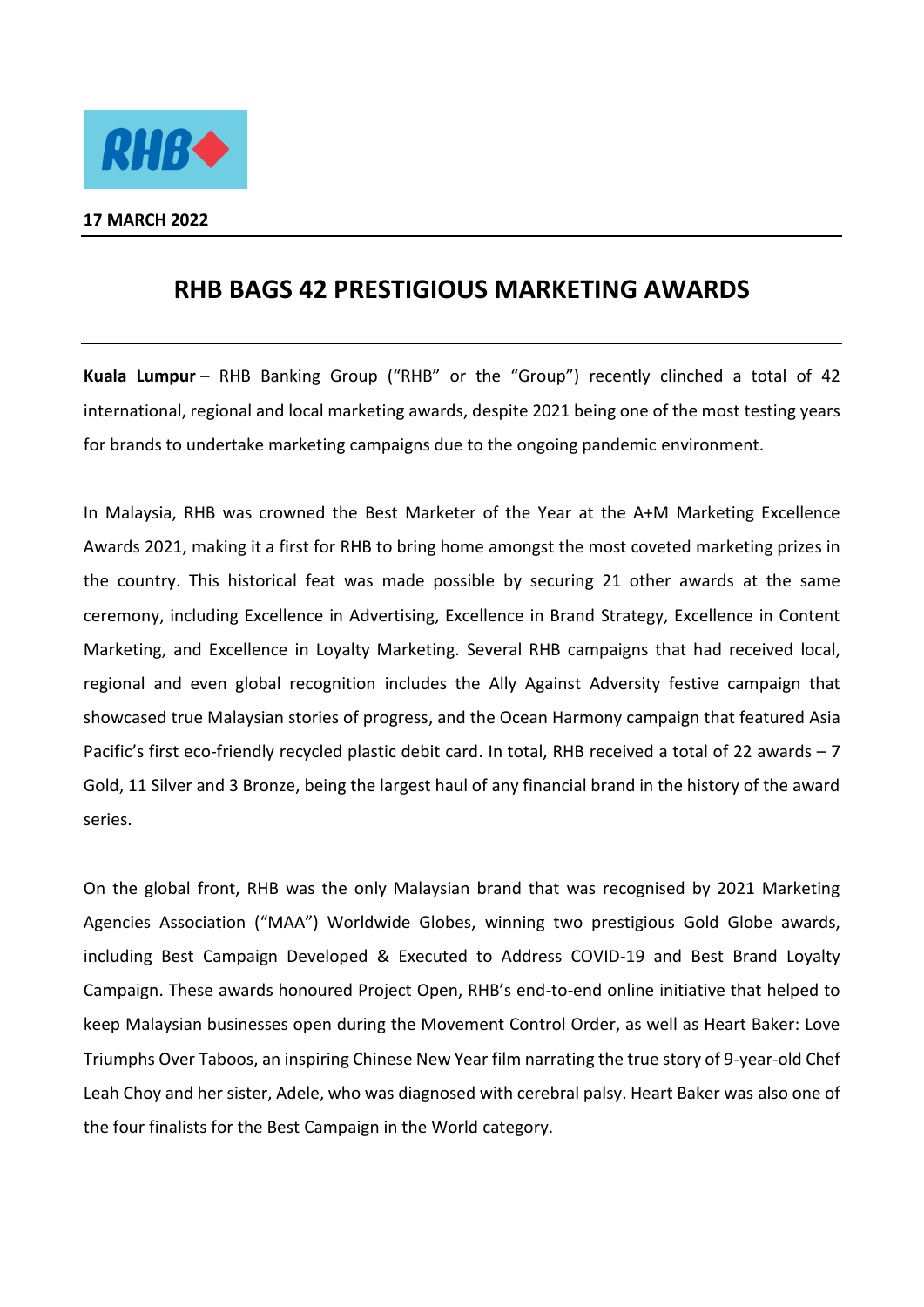**17 MARCH 2022**

# RHB BAGS 42 PRESTIGIOUS MARKETING AWARDS

**Kuala Lumpur** – RHB Banking Group ("RHB" or the "Group") recently clinched a total of 42 international, regional and local marketing awards, despite 2021 being one of the most testing years for brands to undertake marketing campaigns due to the ongoing pandemic environment.

In Malaysia, RHB was crowned the Best Marketer of the Year at the A+M Marketing Excellence Awards 2021, making it a first for RHB to bring home amongst the most coveted marketing prizes in the country. This historical feat was made possible by securing 21 other awards at the same ceremony, including Excellence in Advertising, Excellence in Brand Strategy, Excellence in Content Marketing, and Excellence in Loyalty Marketing. Several RHB campaigns that had received local, regional and even global recognition includes the Ally Against Adversity festive campaign that showcased true Malaysian stories of progress, and the Ocean Harmony campaign that featured Asia Pacific's first eco-friendly recycled plastic debit card. In total, RHB received a total of 22 awards – 7 Gold, 11 Silver and 3 Bronze, being the largest haul of any financial brand in the history of the award series.

On the global front, RHB was the only Malaysian brand that was recognised by 2021 Marketing Agencies Association ("MAA") Worldwide Globes, winning two prestigious Gold Globe awards, including Best Campaign Developed & Executed to Address COVID-19 and Best Brand Loyalty Campaign. These awards honoured Project Open, RHB's end-to-end online initiative that helped to keep Malaysian businesses open during the Movement Control Order, as well as Heart Baker: Love Triumphs Over Taboos, an inspiring Chinese New Year film narrating the true story of 9-year-old Chef Leah Choy and her sister, Adele, who was diagnosed with cerebral palsy. Heart Baker was also one of the four finalists for the Best Campaign in the World category.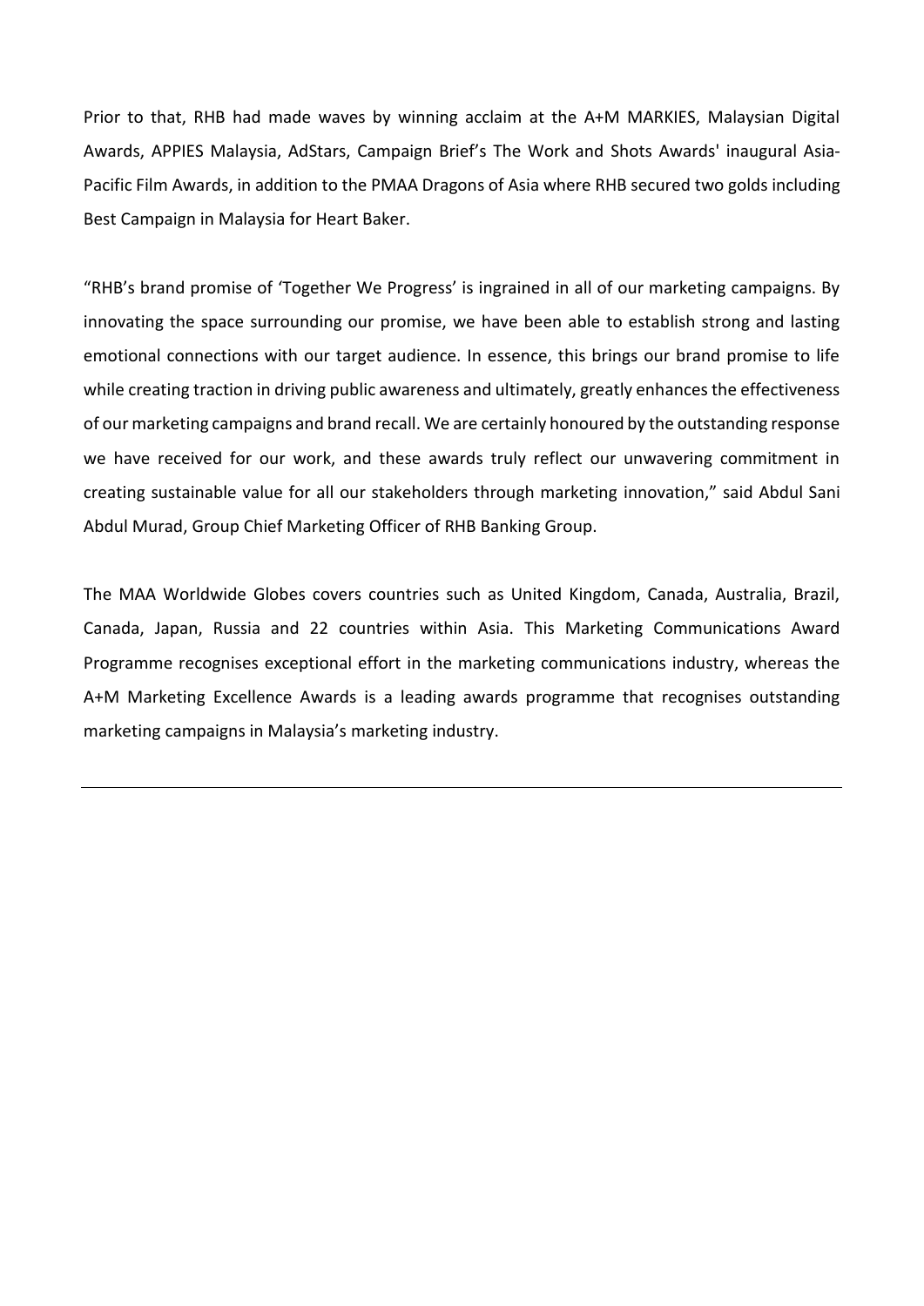Prior to that, RHB had made waves by winning acclaim at the A+M MARKIES, Malaysian Digital Awards, APPIES Malaysia, AdStars, Campaign Brief's The Work and Shots Awards' inaugural Asia-Pacific Film Awards, in addition to the PMAA Dragons of Asia where RHB secured two golds including Best Campaign in Malaysia for Heart Baker.

"RHB's brand promise of 'Together We Progress' is ingrained in all of our marketing campaigns. By innovating the space surrounding our promise, we have been able to establish strong and lasting emotional connections with our target audience. In essence, this brings our brand promise to life while creating traction in driving public awareness and ultimately, greatly enhances the effectiveness of our marketing campaigns and brand recall. We are certainly honoured by the outstanding response we have received for our work, and these awards truly reflect our unwavering commitment in creating sustainable value for all our stakeholders through marketing innovation," said Abdul Sani Abdul Murad, Group Chief Marketing Officer of RHB Banking Group.

The MAA Worldwide Globes covers countries such as United Kingdom, Canada, Australia, Brazil, Canada, Japan, Russia and 22 countries within Asia. This Marketing Communications Award Programme recognises exceptional effort in the marketing communications industry, whereas the A+M Marketing Excellence Awards is a leading awards programme that recognises outstanding marketing campaigns in Malaysia's marketing industry.

---